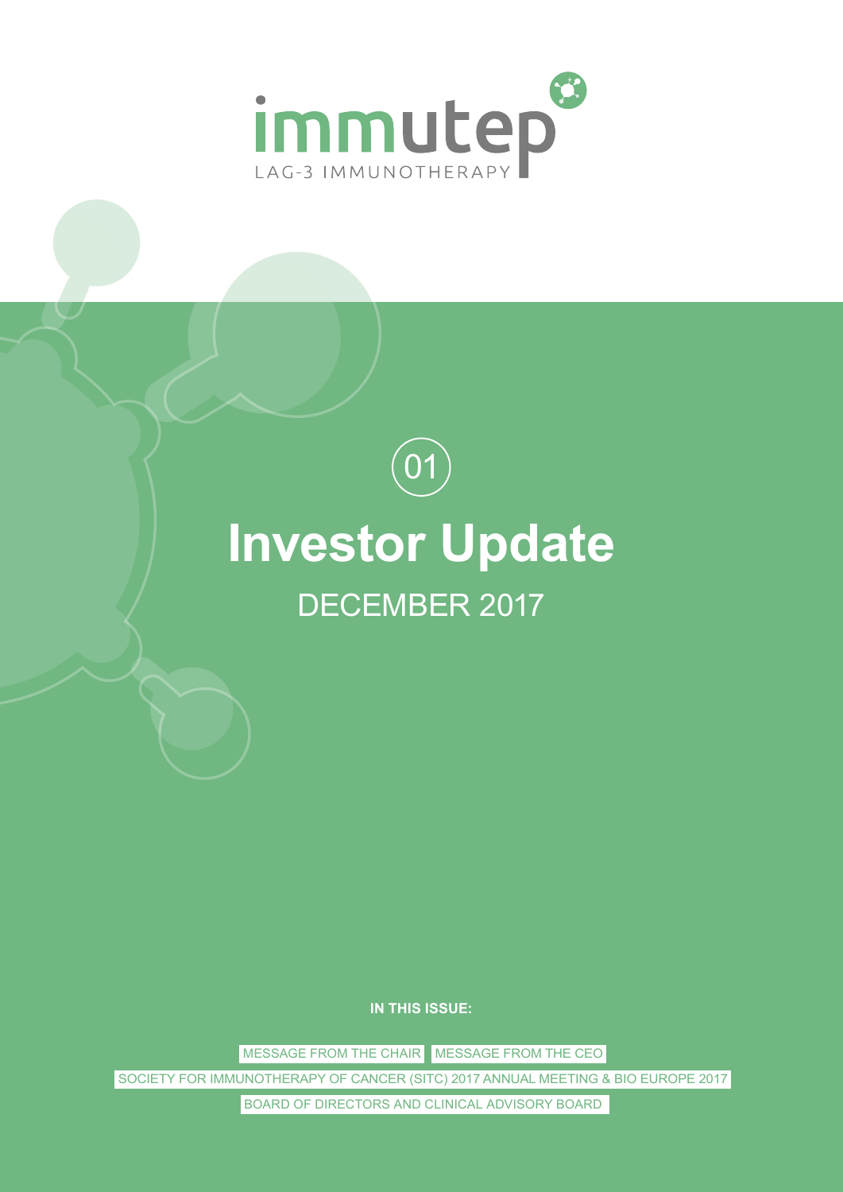immutep

LAG-3 IMMUNOTHERAPY

01

# Investor Update

## DECEMBER 2017

**IN THIS ISSUE:**

- MESSAGE FROM THE CHAIR
- MESSAGE FROM THE CEO
- SOCIETY FOR IMMUNOTHERAPY OF CANCER (SITC) 2017 ANNUAL MEETING & BIO EUROPE 2017
- BOARD OF DIRECTORS AND CLINICAL ADVISORY BOARD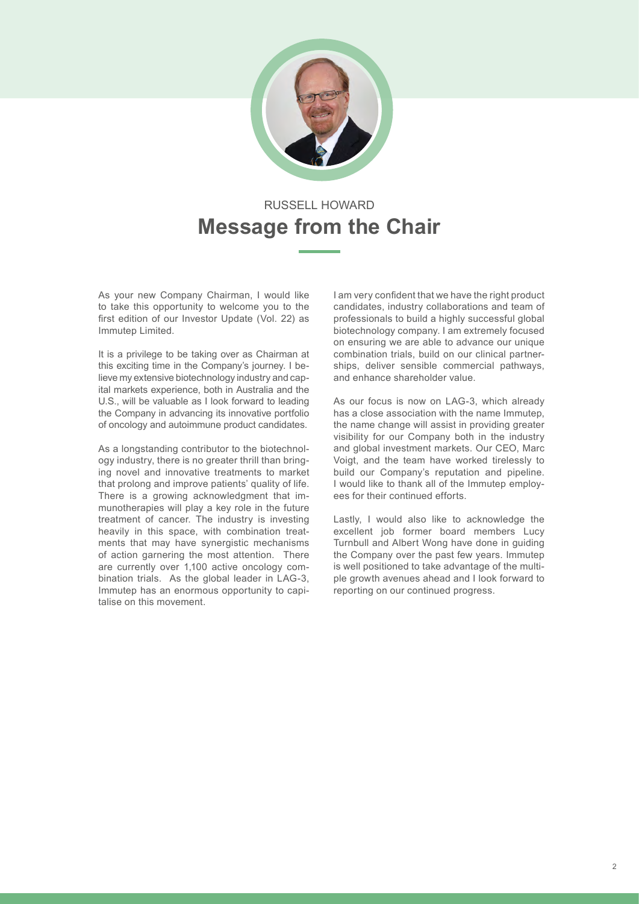RUSSELL HOWARD

# Message from the Chair

As your new Company Chairman, I would like to take this opportunity to welcome you to the first edition of our Investor Update (Vol. 22) as Immutep Limited.

It is a privilege to be taking over as Chairman at this exciting time in the Company's journey. I believe my extensive biotechnology industry and capital markets experience, both in Australia and the U.S., will be valuable as I look forward to leading the Company in advancing its innovative portfolio of oncology and autoimmune product candidates.

As a longstanding contributor to the biotechnology industry, there is no greater thrill than bringing novel and innovative treatments to market that prolong and improve patients' quality of life. There is a growing acknowledgment that immunotherapies will play a key role in the future treatment of cancer. The industry is investing heavily in this space, with combination treatments that may have synergistic mechanisms of action garnering the most attention. There are currently over 1,100 active oncology combination trials. As the global leader in LAG-3, Immutep has an enormous opportunity to capitalise on this movement.

I am very confident that we have the right product candidates, industry collaborations and team of professionals to build a highly successful global biotechnology company. I am extremely focused on ensuring we are able to advance our unique combination trials, build on our clinical partnerships, deliver sensible commercial pathways, and enhance shareholder value.

As our focus is now on LAG-3, which already has a close association with the name Immutep, the name change will assist in providing greater visibility for our Company both in the industry and global investment markets. Our CEO, Marc Voigt, and the team have worked tirelessly to build our Company's reputation and pipeline. I would like to thank all of the Immutep employees for their continued efforts.

Lastly, I would also like to acknowledge the excellent job former board members Lucy Turnbull and Albert Wong have done in guiding the Company over the past few years. Immutep is well positioned to take advantage of the multiple growth avenues ahead and I look forward to reporting on our continued progress.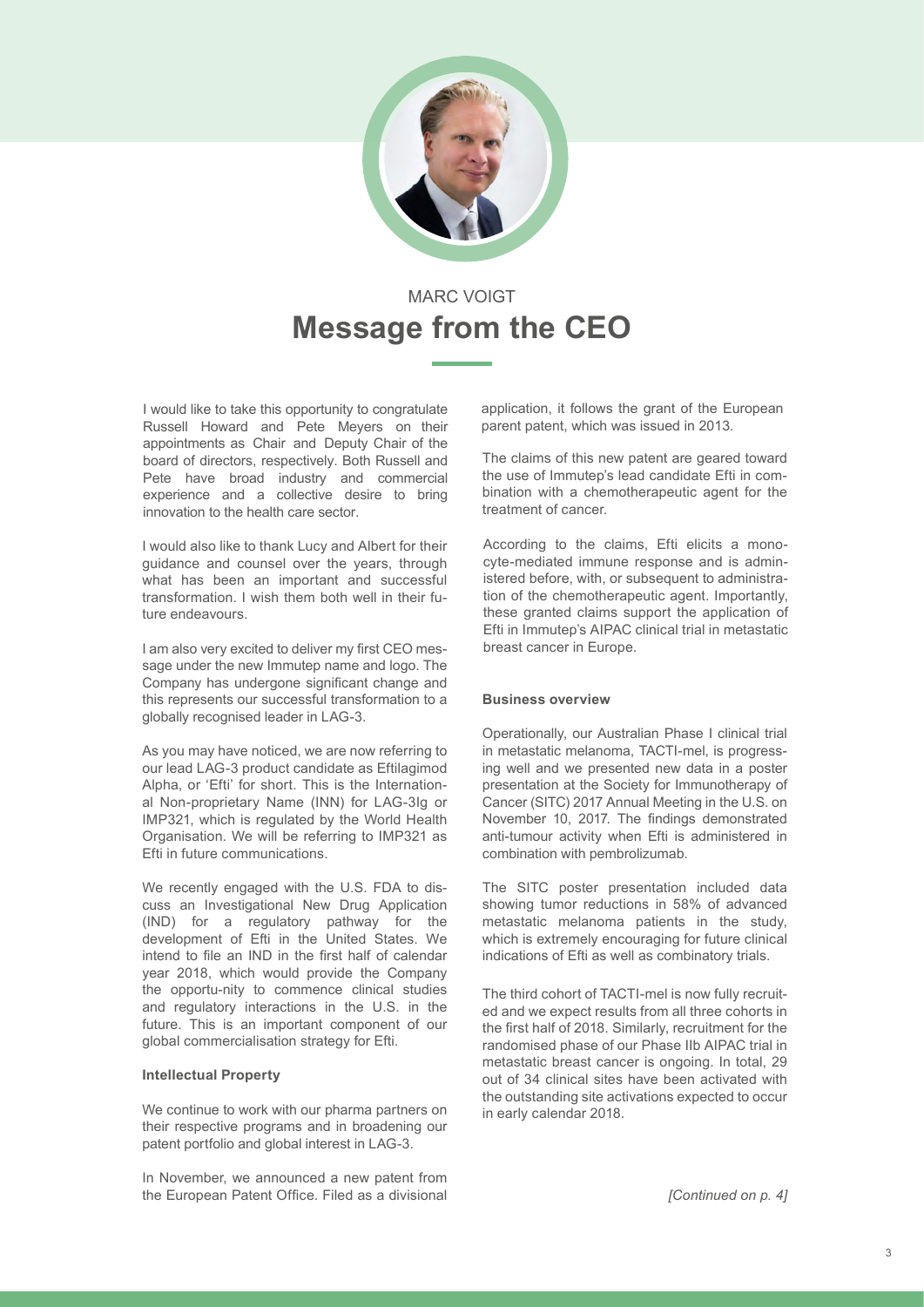MARC VOIGT

# Message from the CEO

I would like to take this opportunity to congratulate Russell Howard and Pete Meyers on their appointments as Chair and Deputy Chair of the board of directors, respectively. Both Russell and Pete have broad industry and commercial experience and a collective desire to bring innovation to the health care sector.

I would also like to thank Lucy and Albert for their guidance and counsel over the years, through what has been an important and successful transformation. I wish them both well in their future endeavours.

I am also very excited to deliver my first CEO message under the new Immutep name and logo. The Company has undergone significant change and this represents our successful transformation to a globally recognised leader in LAG-3.

As you may have noticed, we are now referring to our lead LAG-3 product candidate as Eftilagimod Alpha, or 'Efti' for short. This is the International Non-proprietary Name (INN) for LAG-3Ig or IMP321, which is regulated by the World Health Organisation. We will be referring to IMP321 as Efti in future communications.

We recently engaged with the U.S. FDA to discuss an Investigational New Drug Application (IND) for a regulatory pathway for the development of Efti in the United States. We intend to file an IND in the first half of calendar year 2018, which would provide the Company the opportu-nity to commence clinical studies and regulatory interactions in the U.S. in the future. This is an important component of our global commercialisation strategy for Efti.

**Intellectual Property**

We continue to work with our pharma partners on their respective programs and in broadening our patent portfolio and global interest in LAG-3.

In November, we announced a new patent from the European Patent Office. Filed as a divisional application, it follows the grant of the European parent patent, which was issued in 2013.

The claims of this new patent are geared toward the use of Immutep's lead candidate Efti in combination with a chemotherapeutic agent for the treatment of cancer.

According to the claims, Efti elicits a monocyte-mediated immune response and is administered before, with, or subsequent to administration of the chemotherapeutic agent. Importantly, these granted claims support the application of Efti in Immutep's AIPAC clinical trial in metastatic breast cancer in Europe.

**Business overview**

Operationally, our Australian Phase I clinical trial in metastatic melanoma, TACTI-mel, is progressing well and we presented new data in a poster presentation at the Society for Immunotherapy of Cancer (SITC) 2017 Annual Meeting in the U.S. on November 10, 2017. The findings demonstrated anti-tumour activity when Efti is administered in combination with pembrolizumab.

The SITC poster presentation included data showing tumor reductions in 58% of advanced metastatic melanoma patients in the study, which is extremely encouraging for future clinical indications of Efti as well as combinatory trials.

The third cohort of TACTI-mel is now fully recruited and we expect results from all three cohorts in the first half of 2018. Similarly, recruitment for the randomised phase of our Phase IIb AIPAC trial in metastatic breast cancer is ongoing. In total, 29 out of 34 clinical sites have been activated with the outstanding site activations expected to occur in early calendar 2018.

*[Continued on p. 4]*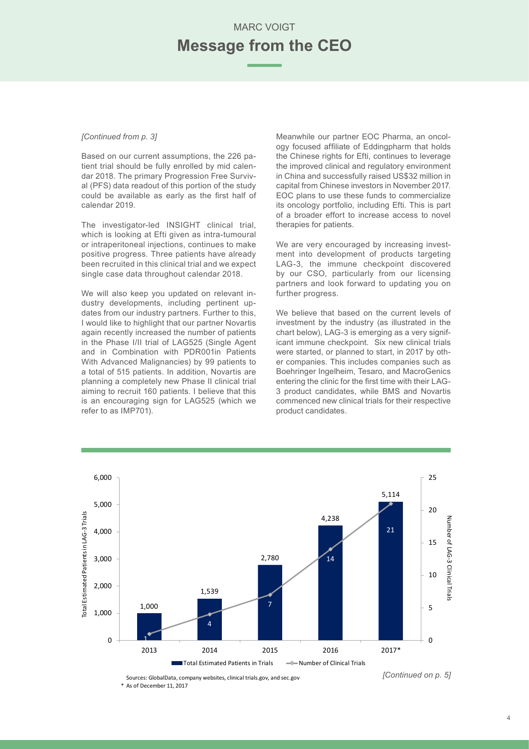MARC VOIGT

# Message from the CEO

*[Continued from p. 3]*

Based on our current assumptions, the 226 patient trial should be fully enrolled by mid calendar 2018. The primary Progression Free Survival (PFS) data readout of this portion of the study could be available as early as the first half of calendar 2019.

The investigator-led INSIGHT clinical trial, which is looking at Efti given as intra-tumoural or intraperitoneal injections, continues to make positive progress. Three patients have already been recruited in this clinical trial and we expect single case data throughout calendar 2018.

We will also keep you updated on relevant industry developments, including pertinent updates from our industry partners. Further to this, I would like to highlight that our partner Novartis again recently increased the number of patients in the Phase I/II trial of LAG525 (Single Agent and in Combination with PDR001in Patients With Advanced Malignancies) by 99 patients to a total of 515 patients. In addition, Novartis are planning a completely new Phase II clinical trial aiming to recruit 160 patients. I believe that this is an encouraging sign for LAG525 (which we refer to as IMP701).

Meanwhile our partner EOC Pharma, an oncology focused affiliate of Eddingpharm that holds the Chinese rights for Efti, continues to leverage the improved clinical and regulatory environment in China and successfully raised US$32 million in capital from Chinese investors in November 2017. EOC plans to use these funds to commercialize its oncology portfolio, including Efti. This is part of a broader effort to increase access to novel therapies for patients.

We are very encouraged by increasing investment into development of products targeting LAG-3, the immune checkpoint discovered by our CSO, particularly from our licensing partners and look forward to updating you on further progress.

We believe that based on the current levels of investment by the industry (as illustrated in the chart below), LAG-3 is emerging as a very significant immune checkpoint. Six new clinical trials were started, or planned to start, in 2017 by other companies. This includes companies such as Boehringer Ingelheim, Tesaro, and MacroGenics entering the clinic for the first time with their LAG-3 product candidates, while BMS and Novartis commenced new clinical trials for their respective product candidates.

| Year | Total Estimated Patients in Trials | Number of Clinical Trials |
|---|---|---|
| 2013 | 1,000 | 1 |
| 2014 | 1,539 | 4 |
| 2015 | 2,780 | 7 |
| 2016 | 4,238 | 14 |
| 2017* | 5,114 | 21 |

Sources: GlobalData, company websites, clinical trials.gov, and sec.gov

\* As of December 11, 2017

*[Continued on p. 5]*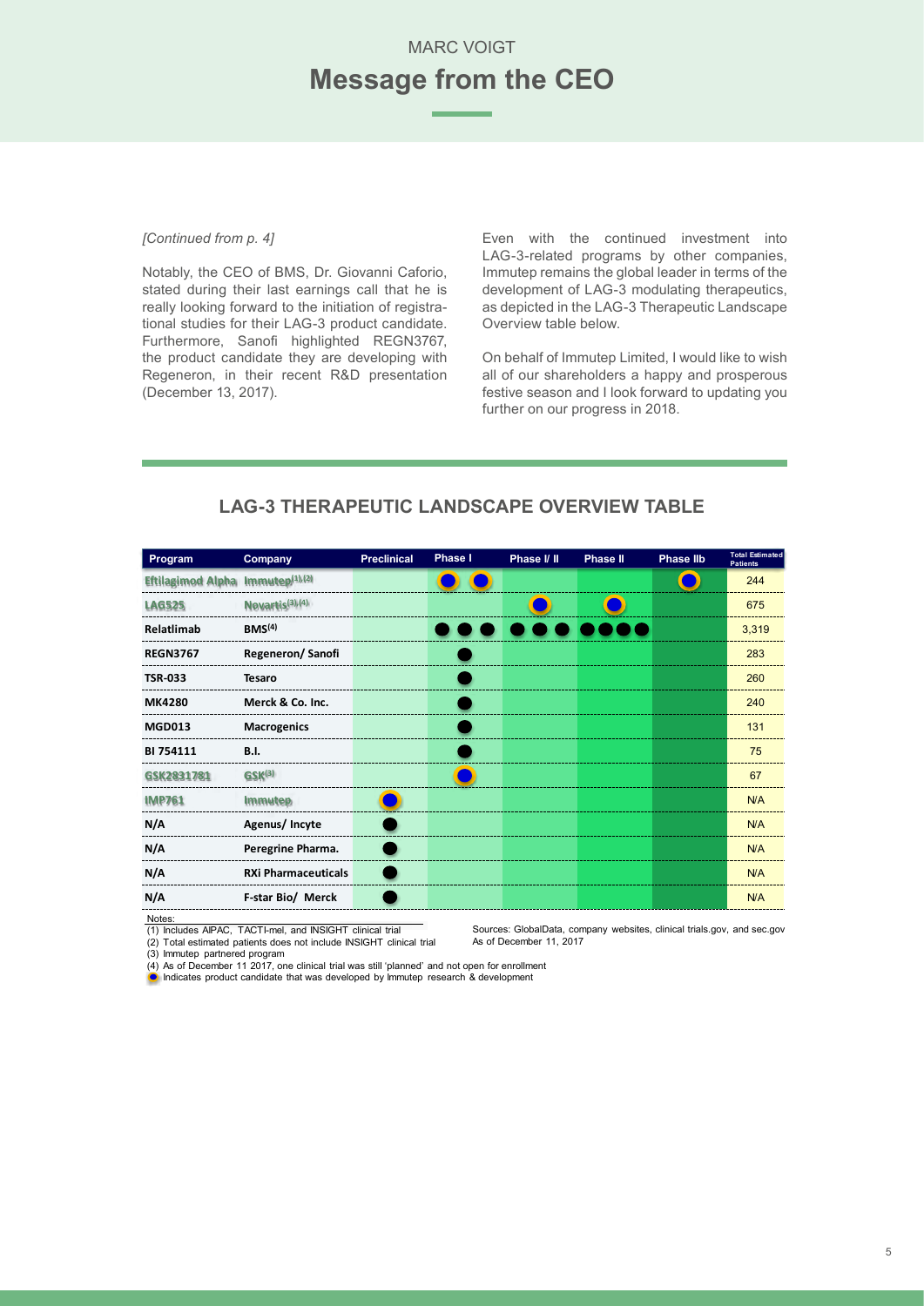MARC VOIGT

# Message from the CEO

*[Continued from p. 4]*

Notably, the CEO of BMS, Dr. Giovanni Caforio, stated during their last earnings call that he is really looking forward to the initiation of registrational studies for their LAG-3 product candidate. Furthermore, Sanofi highlighted REGN3767, the product candidate they are developing with Regeneron, in their recent R&D presentation (December 13, 2017).

Even with the continued investment into LAG-3-related programs by other companies, Immutep remains the global leader in terms of the development of LAG-3 modulating therapeutics, as depicted in the LAG-3 Therapeutic Landscape Overview table below.

On behalf of Immutep Limited, I would like to wish all of our shareholders a happy and prosperous festive season and I look forward to updating you further on our progress in 2018.

## LAG-3 THERAPEUTIC LANDSCAPE OVERVIEW TABLE

| Program | Company | Preclinical | Phase I | Phase I/ II | Phase II | Phase IIb | Total Estimated Patients |
|---|---|---|---|---|---|---|---|
| Eftilagimod Alpha | Immutep[1,2] | | ●● | | | ● | 244 |
| LAG525 | Novartis[3,4] | | | ● | ● | | 675 |
| Relatlimab | BMS[4] | | ●●● | ●●● | ●●●● | | 3,319 |
| REGN3767 | Regeneron/ Sanofi | | ● | | | | 283 |
| TSR-033 | Tesaro | | ● | | | | 260 |
| MK4280 | Merck & Co. Inc. | | ● | | | | 240 |
| MGD013 | Macrogenics | | ● | | | | 131 |
| BI 754111 | B.I. | | ● | | | | 75 |
| GSK2831781 | GSK[3] | | ● | | | | 67 |
| IMP761 | Immutep | ● | | | | | N/A |
| N/A | Agenus/ Incyte | ● | | | | | N/A |
| N/A | Peregrine Pharma. | ● | | | | | N/A |
| N/A | RXi Pharmaceuticals | ● | | | | | N/A |
| N/A | F-star Bio/ Merck | ● | | | | | N/A |

Notes:

(1) Includes AIPAC, TACTI-mel, and INSIGHT clinical trial

(2) Total estimated patients does not include INSIGHT clinical trial

(3) Immutep partnered program

(4) As of December 11 2017, one clinical trial was still 'planned' and not open for enrollment

● Indicates product candidate that was developed by Immutep research & development

Sources: GlobalData, company websites, clinical trials.gov, and sec.gov

As of December 11, 2017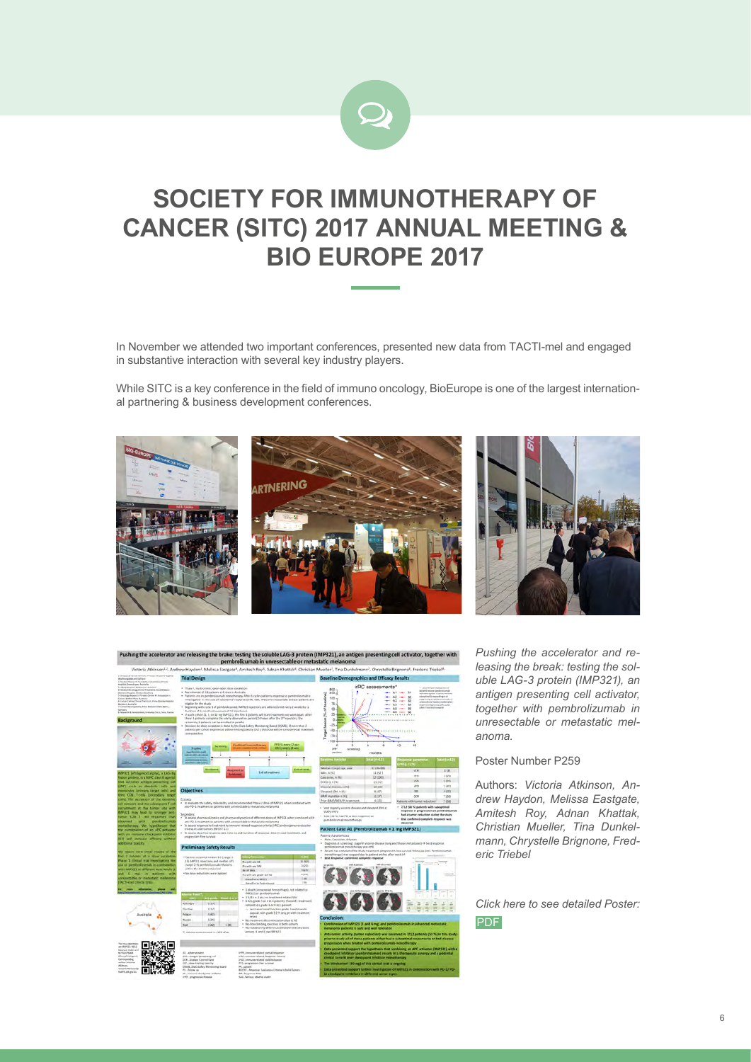# SOCIETY FOR IMMUNOTHERAPY OF CANCER (SITC) 2017 ANNUAL MEETING & BIO EUROPE 2017

In November we attended two important conferences, presented new data from TACTI-mel and engaged in substantive interaction with several key industry players.

While SITC is a key conference in the field of immuno oncology, BioEurope is one of the largest international partnering & business development conferences.

*Pushing the accelerator and releasing the break: testing the soluble LAG-3 protein (IMP321), an antigen presenting cell activator, together with pembrolizumab in unresectable or metastatic melanoma.*

Poster Number P259

Authors: *Victoria Atkinson, Andrew Haydon, Melissa Eastgate, Amitesh Roy, Adnan Khattak, Christian Mueller, Tina Dunkelmann, Chrystelle Brignone, Frederic Triebel*

*Click here to see detailed Poster:*

PDF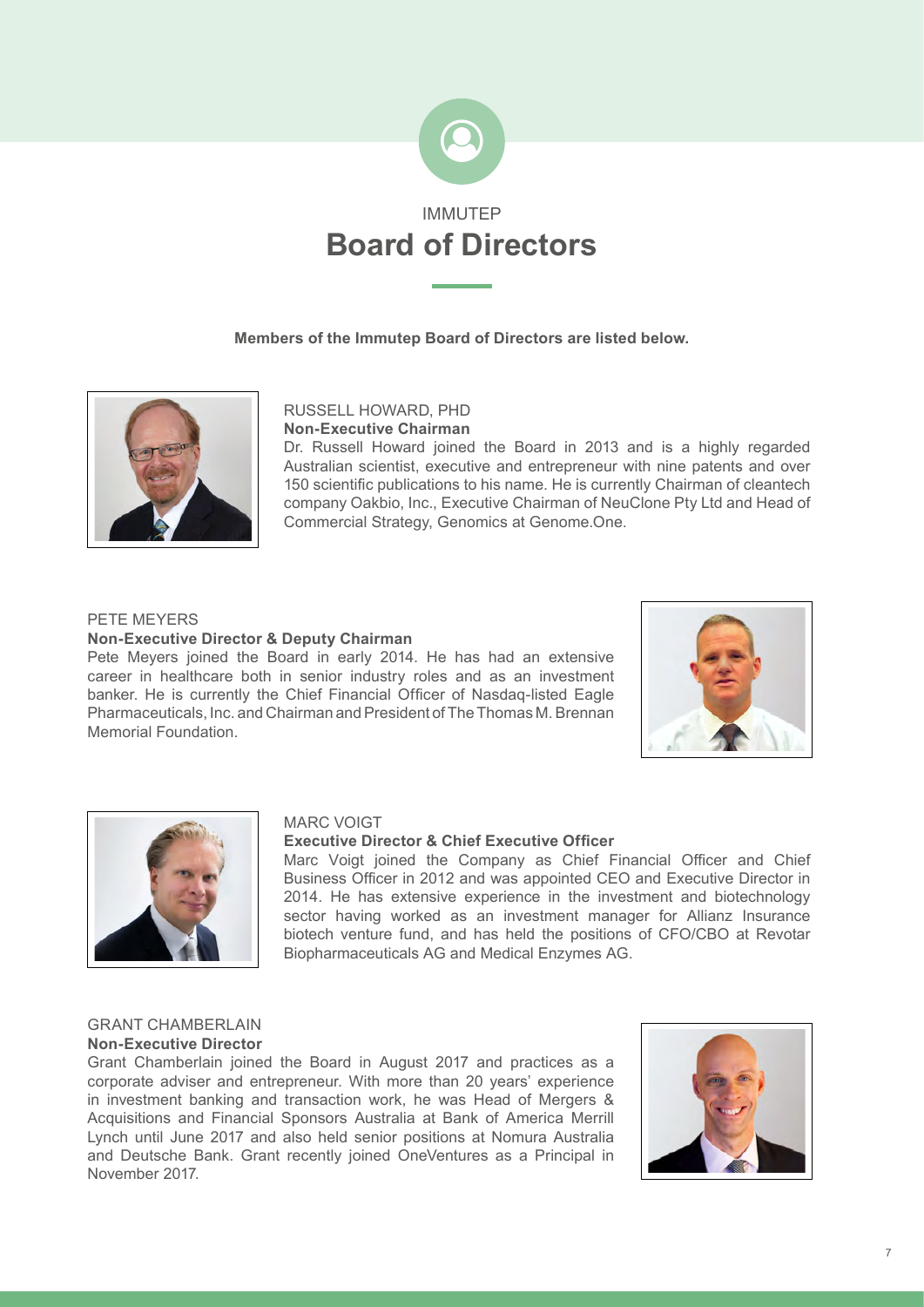IMMUTEP

# Board of Directors

**Members of the Immutep Board of Directors are listed below.**

### RUSSELL HOWARD, PHD
**Non-Executive Chairman**

Dr. Russell Howard joined the Board in 2013 and is a highly regarded Australian scientist, executive and entrepreneur with nine patents and over 150 scientific publications to his name. He is currently Chairman of cleantech company Oakbio, Inc., Executive Chairman of NeuClone Pty Ltd and Head of Commercial Strategy, Genomics at Genome.One.

### PETE MEYERS
**Non-Executive Director & Deputy Chairman**

Pete Meyers joined the Board in early 2014. He has had an extensive career in healthcare both in senior industry roles and as an investment banker. He is currently the Chief Financial Officer of Nasdaq-listed Eagle Pharmaceuticals, Inc. and Chairman and President of The Thomas M. Brennan Memorial Foundation.

### MARC VOIGT
**Executive Director & Chief Executive Officer**

Marc Voigt joined the Company as Chief Financial Officer and Chief Business Officer in 2012 and was appointed CEO and Executive Director in 2014. He has extensive experience in the investment and biotechnology sector having worked as an investment manager for Allianz Insurance biotech venture fund, and has held the positions of CFO/CBO at Revotar Biopharmaceuticals AG and Medical Enzymes AG.

### GRANT CHAMBERLAIN
**Non-Executive Director**

Grant Chamberlain joined the Board in August 2017 and practices as a corporate adviser and entrepreneur. With more than 20 years' experience in investment banking and transaction work, he was Head of Mergers & Acquisitions and Financial Sponsors Australia at Bank of America Merrill Lynch until June 2017 and also held senior positions at Nomura Australia and Deutsche Bank. Grant recently joined OneVentures as a Principal in November 2017.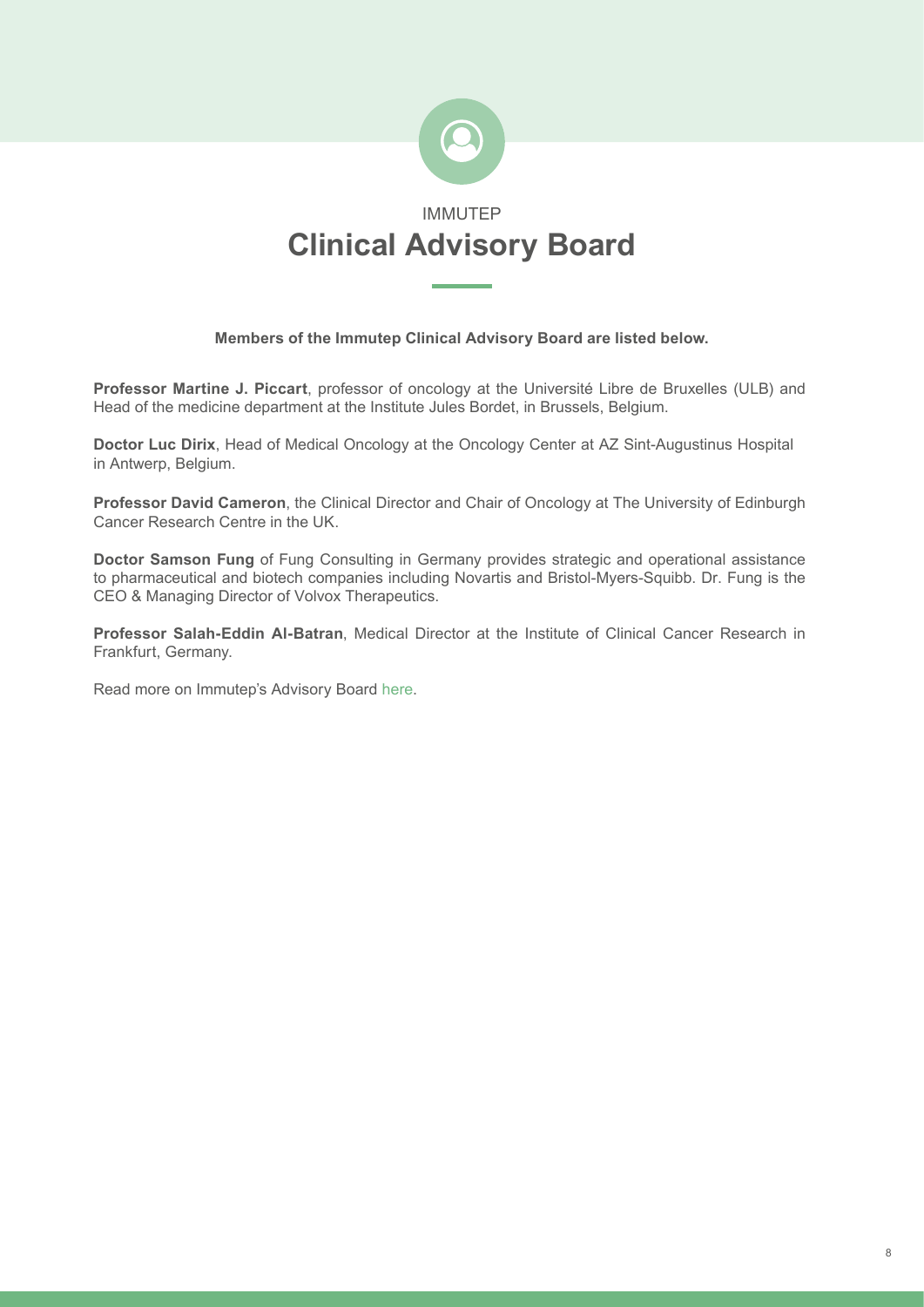IMMUTEP

# Clinical Advisory Board

**Members of the Immutep Clinical Advisory Board are listed below.**

**Professor Martine J. Piccart**, professor of oncology at the Université Libre de Bruxelles (ULB) and Head of the medicine department at the Institute Jules Bordet, in Brussels, Belgium.

**Doctor Luc Dirix**, Head of Medical Oncology at the Oncology Center at AZ Sint-Augustinus Hospital in Antwerp, Belgium.

**Professor David Cameron**, the Clinical Director and Chair of Oncology at The University of Edinburgh Cancer Research Centre in the UK.

**Doctor Samson Fung** of Fung Consulting in Germany provides strategic and operational assistance to pharmaceutical and biotech companies including Novartis and Bristol-Myers-Squibb. Dr. Fung is the CEO & Managing Director of Volvox Therapeutics.

**Professor Salah-Eddin Al-Batran**, Medical Director at the Institute of Clinical Cancer Research in Frankfurt, Germany.

Read more on Immutep's Advisory Board here.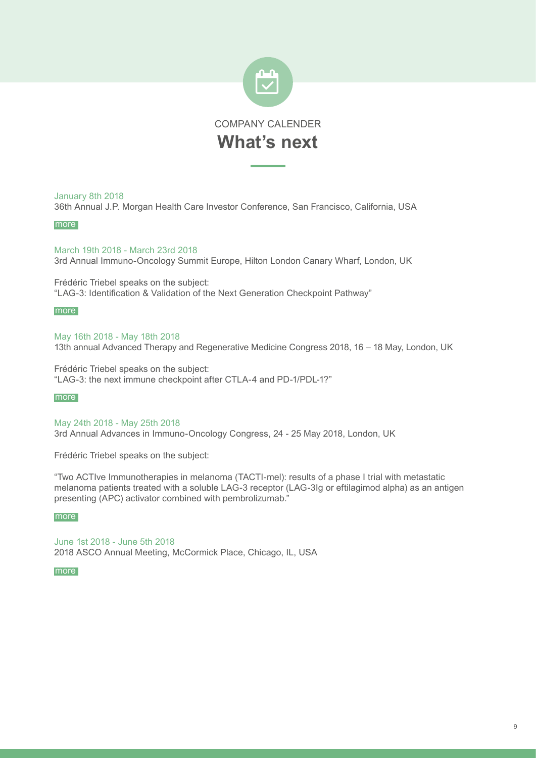COMPANY CALENDER

# What's next

January 8th 2018
36th Annual J.P. Morgan Health Care Investor Conference, San Francisco, California, USA

more

March 19th 2018 - March 23rd 2018
3rd Annual Immuno-Oncology Summit Europe, Hilton London Canary Wharf, London, UK

Frédéric Triebel speaks on the subject:
"LAG-3: Identification & Validation of the Next Generation Checkpoint Pathway"

more

May 16th 2018 - May 18th 2018
13th annual Advanced Therapy and Regenerative Medicine Congress 2018, 16 – 18 May, London, UK

Frédéric Triebel speaks on the subject:
"LAG-3: the next immune checkpoint after CTLA-4 and PD-1/PDL-1?"

more

May 24th 2018 - May 25th 2018
3rd Annual Advances in Immuno-Oncology Congress, 24 - 25 May 2018, London, UK

Frédéric Triebel speaks on the subject:

"Two ACTIve Immunotherapies in melanoma (TACTI-mel): results of a phase I trial with metastatic melanoma patients treated with a soluble LAG-3 receptor (LAG-3Ig or eftilagimod alpha) as an antigen presenting (APC) activator combined with pembrolizumab."

more

June 1st 2018 - June 5th 2018
2018 ASCO Annual Meeting, McCormick Place, Chicago, IL, USA

more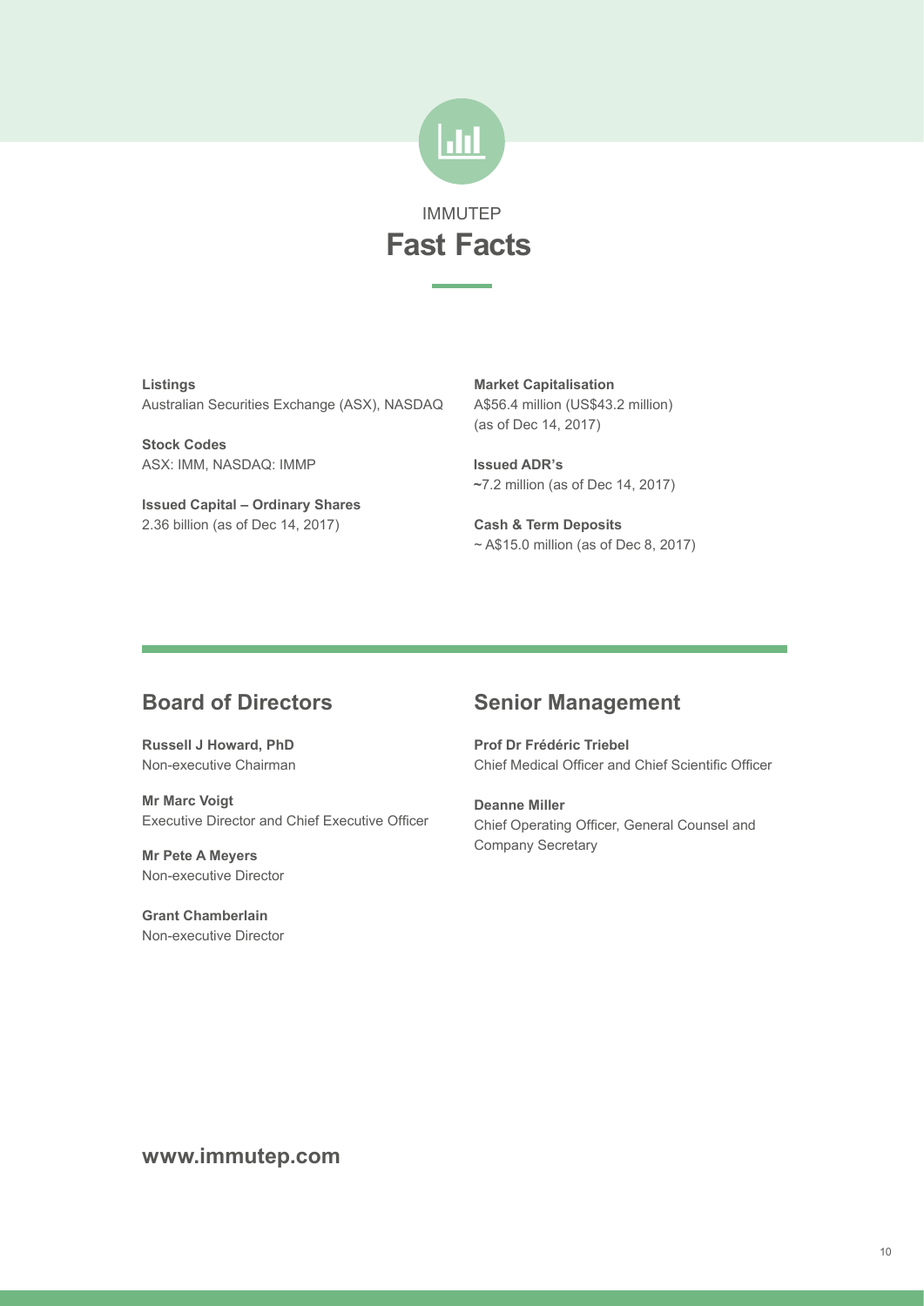IMMUTEP

# Fast Facts

**Listings**
Australian Securities Exchange (ASX), NASDAQ

**Stock Codes**
ASX: IMM, NASDAQ: IMMP

**Issued Capital – Ordinary Shares**
2.36 billion (as of Dec 14, 2017)

**Market Capitalisation**
A$56.4 million (US$43.2 million)
(as of Dec 14, 2017)

**Issued ADR's**
~7.2 million (as of Dec 14, 2017)

**Cash & Term Deposits**
~ A$15.0 million (as of Dec 8, 2017)

## Board of Directors

**Russell J Howard, PhD**
Non-executive Chairman

**Mr Marc Voigt**
Executive Director and Chief Executive Officer

**Mr Pete A Meyers**
Non-executive Director

**Grant Chamberlain**
Non-executive Director

## Senior Management

**Prof Dr Frédéric Triebel**
Chief Medical Officer and Chief Scientific Officer

**Deanne Miller**
Chief Operating Officer, General Counsel and Company Secretary

**www.immutep.com**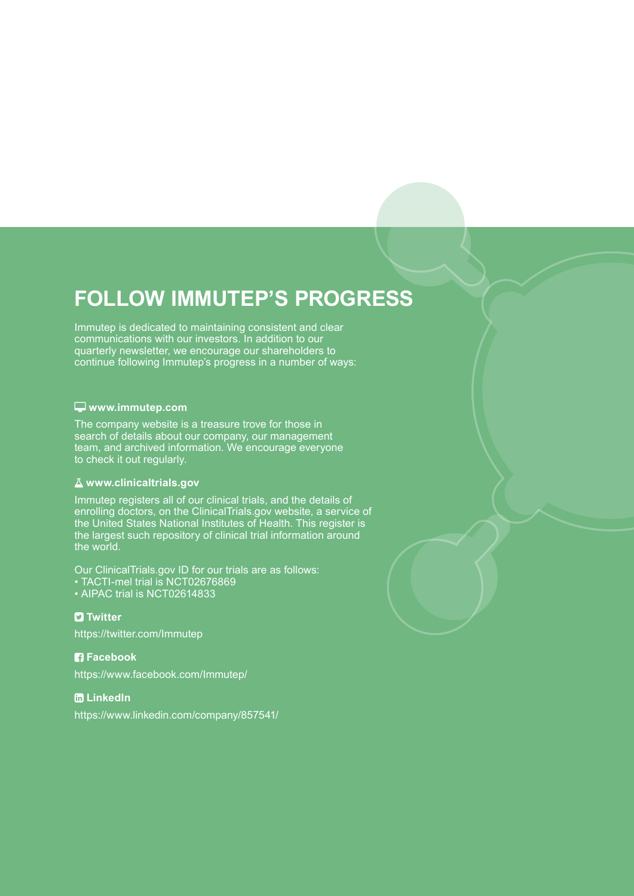# FOLLOW IMMUTEP'S PROGRESS

Immutep is dedicated to maintaining consistent and clear communications with our investors. In addition to our quarterly newsletter, we encourage our shareholders to continue following Immutep's progress in a number of ways:

**www.immutep.com**

The company website is a treasure trove for those in search of details about our company, our management team, and archived information. We encourage everyone to check it out regularly.

**www.clinicaltrials.gov**

Immutep registers all of our clinical trials, and the details of enrolling doctors, on the ClinicalTrials.gov website, a service of the United States National Institutes of Health. This register is the largest such repository of clinical trial information around the world.

Our ClinicalTrials.gov ID for our trials are as follows:
- TACTI-mel trial is NCT02676869
- AIPAC trial is NCT02614833

**Twitter**

https://twitter.com/Immutep

**Facebook**

https://www.facebook.com/Immutep/

**LinkedIn**

https://www.linkedin.com/company/857541/